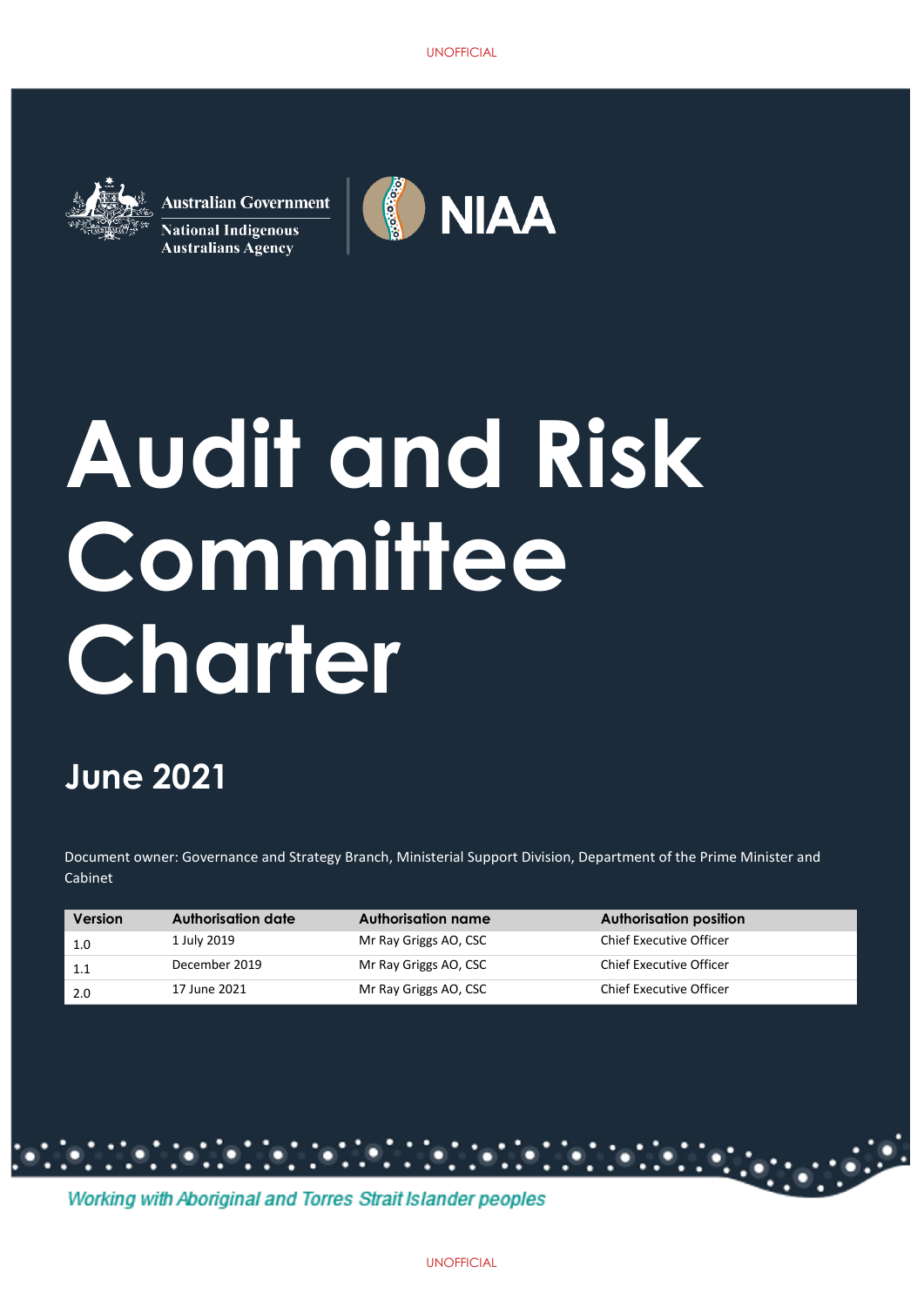UNOFFICIAL

Australian Government

National Indigenous Australians Agency

NIAA

# Audit and Risk Committee Charter

## June 2021

Document owner: Governance and Strategy Branch, Ministerial Support Division, Department of the Prime Minister and Cabinet

| Version | Authorisation date | Authorisation name | Authorisation position |
|---|---|---|---|
| 1.0 | 1 July 2019 | Mr Ray Griggs AO, CSC | Chief Executive Officer |
| 1.1 | December 2019 | Mr Ray Griggs AO, CSC | Chief Executive Officer |
| 2.0 | 17 June 2021 | Mr Ray Griggs AO, CSC | Chief Executive Officer |

*Working with Aboriginal and Torres Strait Islander peoples*

UNOFFICIAL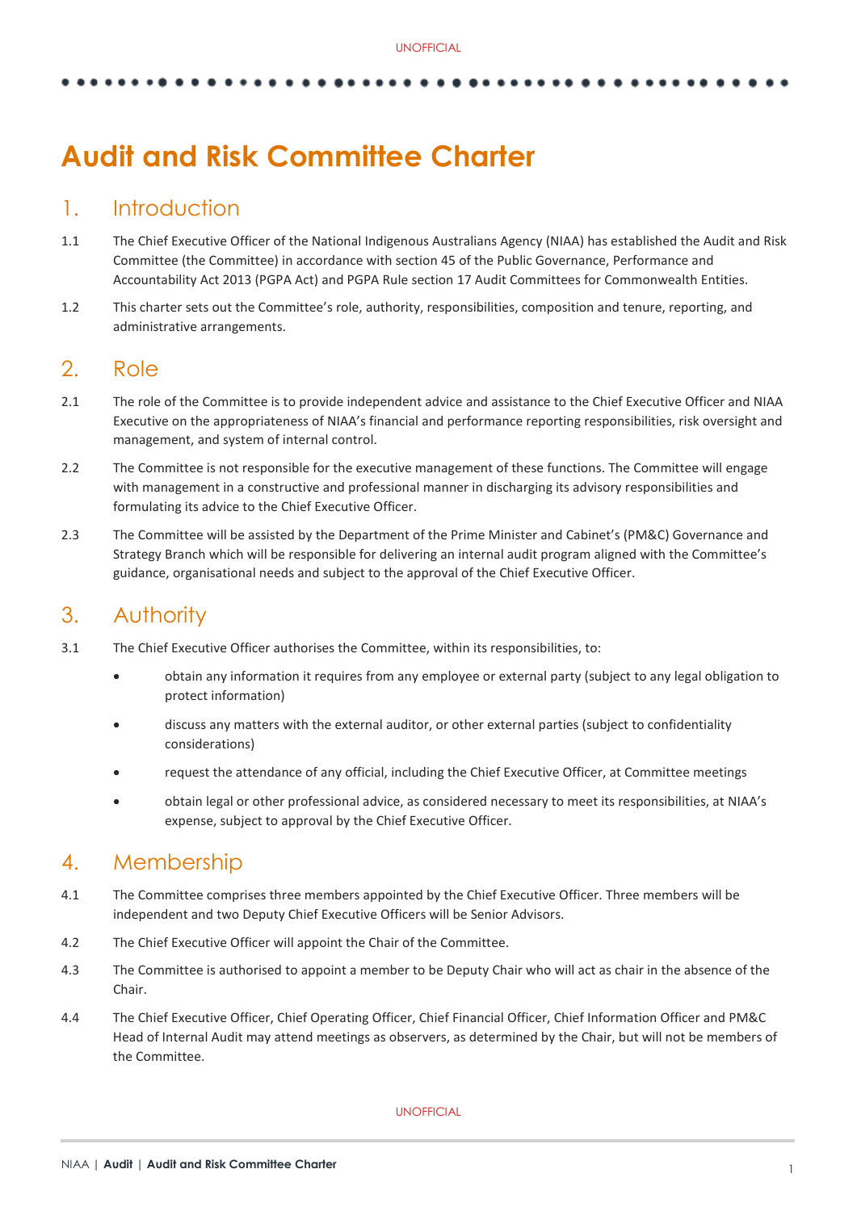# Audit and Risk Committee Charter

## 1. Introduction

1.1 The Chief Executive Officer of the National Indigenous Australians Agency (NIAA) has established the Audit and Risk Committee (the Committee) in accordance with section 45 of the Public Governance, Performance and Accountability Act 2013 (PGPA Act) and PGPA Rule section 17 Audit Committees for Commonwealth Entities.

1.2 This charter sets out the Committee's role, authority, responsibilities, composition and tenure, reporting, and administrative arrangements.

## 2. Role

2.1 The role of the Committee is to provide independent advice and assistance to the Chief Executive Officer and NIAA Executive on the appropriateness of NIAA's financial and performance reporting responsibilities, risk oversight and management, and system of internal control.

2.2 The Committee is not responsible for the executive management of these functions. The Committee will engage with management in a constructive and professional manner in discharging its advisory responsibilities and formulating its advice to the Chief Executive Officer.

2.3 The Committee will be assisted by the Department of the Prime Minister and Cabinet's (PM&C) Governance and Strategy Branch which will be responsible for delivering an internal audit program aligned with the Committee's guidance, organisational needs and subject to the approval of the Chief Executive Officer.

## 3. Authority

3.1 The Chief Executive Officer authorises the Committee, within its responsibilities, to:

- obtain any information it requires from any employee or external party (subject to any legal obligation to protect information)
- discuss any matters with the external auditor, or other external parties (subject to confidentiality considerations)
- request the attendance of any official, including the Chief Executive Officer, at Committee meetings
- obtain legal or other professional advice, as considered necessary to meet its responsibilities, at NIAA's expense, subject to approval by the Chief Executive Officer.

## 4. Membership

4.1 The Committee comprises three members appointed by the Chief Executive Officer. Three members will be independent and two Deputy Chief Executive Officers will be Senior Advisors.

4.2 The Chief Executive Officer will appoint the Chair of the Committee.

4.3 The Committee is authorised to appoint a member to be Deputy Chair who will act as chair in the absence of the Chair.

4.4 The Chief Executive Officer, Chief Operating Officer, Chief Financial Officer, Chief Information Officer and PM&C Head of Internal Audit may attend meetings as observers, as determined by the Chair, but will not be members of the Committee.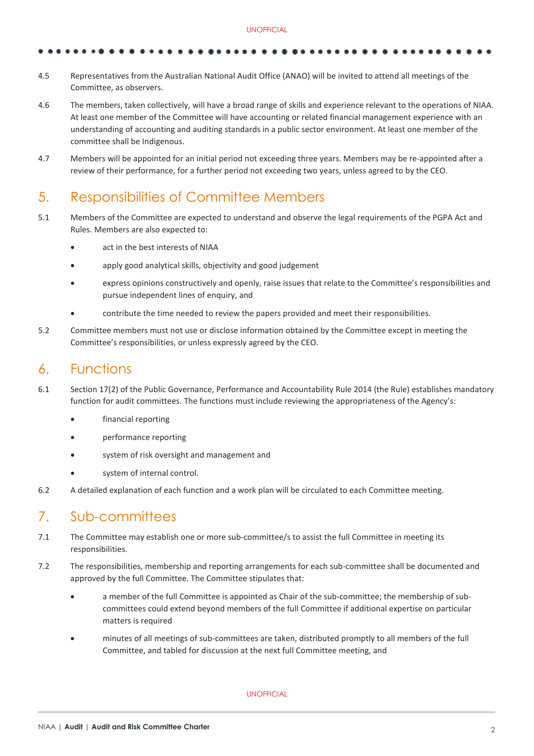4.5 Representatives from the Australian National Audit Office (ANAO) will be invited to attend all meetings of the Committee, as observers.

4.6 The members, taken collectively, will have a broad range of skills and experience relevant to the operations of NIAA. At least one member of the Committee will have accounting or related financial management experience with an understanding of accounting and auditing standards in a public sector environment. At least one member of the committee shall be Indigenous.

4.7 Members will be appointed for an initial period not exceeding three years. Members may be re-appointed after a review of their performance, for a further period not exceeding two years, unless agreed to by the CEO.

## 5. Responsibilities of Committee Members

5.1 Members of the Committee are expected to understand and observe the legal requirements of the PGPA Act and Rules. Members are also expected to:

- act in the best interests of NIAA
- apply good analytical skills, objectivity and good judgement
- express opinions constructively and openly, raise issues that relate to the Committee's responsibilities and pursue independent lines of enquiry, and
- contribute the time needed to review the papers provided and meet their responsibilities.

5.2 Committee members must not use or disclose information obtained by the Committee except in meeting the Committee's responsibilities, or unless expressly agreed by the CEO.

## 6. Functions

6.1 Section 17(2) of the Public Governance, Performance and Accountability Rule 2014 (the Rule) establishes mandatory function for audit committees. The functions must include reviewing the appropriateness of the Agency's:

- financial reporting
- performance reporting
- system of risk oversight and management and
- system of internal control.

6.2 A detailed explanation of each function and a work plan will be circulated to each Committee meeting.

## 7. Sub-committees

7.1 The Committee may establish one or more sub-committee/s to assist the full Committee in meeting its responsibilities.

7.2 The responsibilities, membership and reporting arrangements for each sub-committee shall be documented and approved by the full Committee. The Committee stipulates that:

- a member of the full Committee is appointed as Chair of the sub-committee; the membership of sub-committees could extend beyond members of the full Committee if additional expertise on particular matters is required
- minutes of all meetings of sub-committees are taken, distributed promptly to all members of the full Committee, and tabled for discussion at the next full Committee meeting, and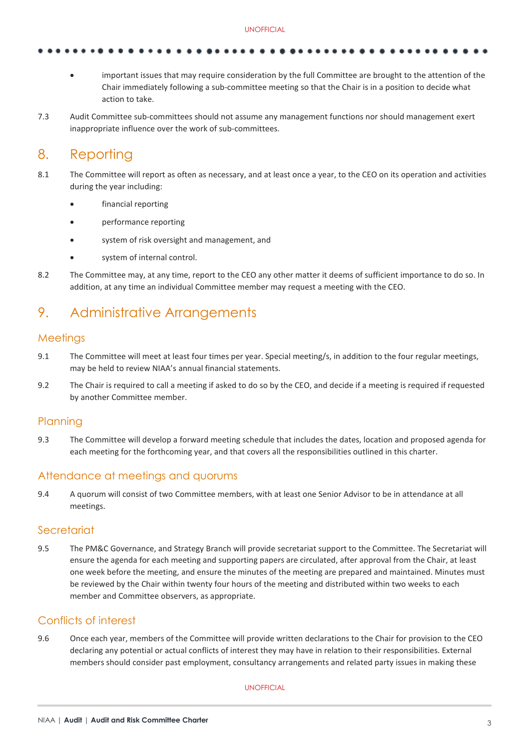- important issues that may require consideration by the full Committee are brought to the attention of the Chair immediately following a sub-committee meeting so that the Chair is in a position to decide what action to take.

7.3 Audit Committee sub-committees should not assume any management functions nor should management exert inappropriate influence over the work of sub-committees.

# 8. Reporting

8.1 The Committee will report as often as necessary, and at least once a year, to the CEO on its operation and activities during the year including:

- financial reporting
- performance reporting
- system of risk oversight and management, and
- system of internal control.

8.2 The Committee may, at any time, report to the CEO any other matter it deems of sufficient importance to do so. In addition, at any time an individual Committee member may request a meeting with the CEO.

# 9. Administrative Arrangements

## Meetings

9.1 The Committee will meet at least four times per year. Special meeting/s, in addition to the four regular meetings, may be held to review NIAA's annual financial statements.

9.2 The Chair is required to call a meeting if asked to do so by the CEO, and decide if a meeting is required if requested by another Committee member.

## Planning

9.3 The Committee will develop a forward meeting schedule that includes the dates, location and proposed agenda for each meeting for the forthcoming year, and that covers all the responsibilities outlined in this charter.

## Attendance at meetings and quorums

9.4 A quorum will consist of two Committee members, with at least one Senior Advisor to be in attendance at all meetings.

## Secretariat

9.5 The PM&C Governance, and Strategy Branch will provide secretariat support to the Committee. The Secretariat will ensure the agenda for each meeting and supporting papers are circulated, after approval from the Chair, at least one week before the meeting, and ensure the minutes of the meeting are prepared and maintained. Minutes must be reviewed by the Chair within twenty four hours of the meeting and distributed within two weeks to each member and Committee observers, as appropriate.

## Conflicts of interest

9.6 Once each year, members of the Committee will provide written declarations to the Chair for provision to the CEO declaring any potential or actual conflicts of interest they may have in relation to their responsibilities. External members should consider past employment, consultancy arrangements and related party issues in making these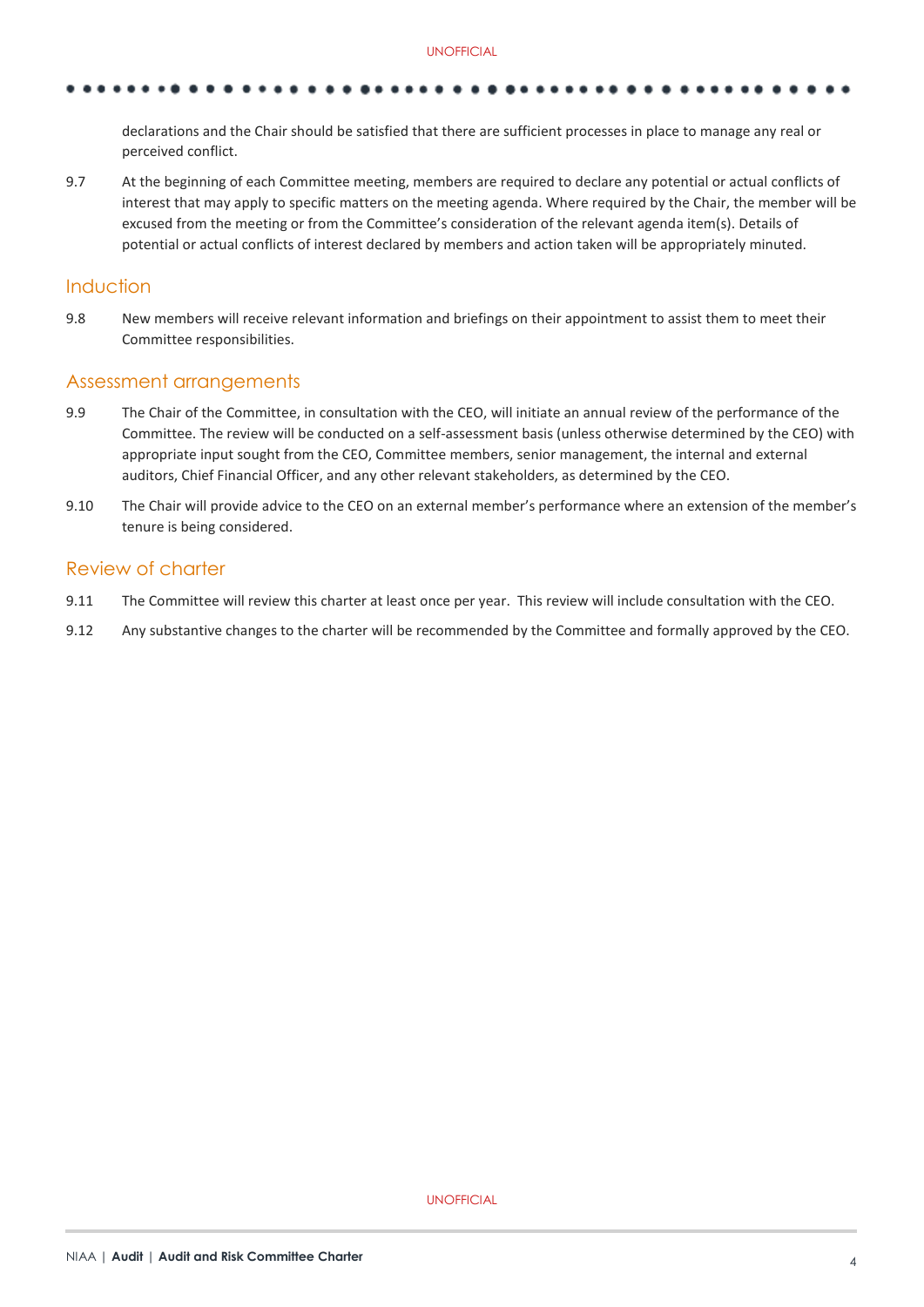declarations and the Chair should be satisfied that there are sufficient processes in place to manage any real or perceived conflict.

9.7 At the beginning of each Committee meeting, members are required to declare any potential or actual conflicts of interest that may apply to specific matters on the meeting agenda. Where required by the Chair, the member will be excused from the meeting or from the Committee's consideration of the relevant agenda item(s). Details of potential or actual conflicts of interest declared by members and action taken will be appropriately minuted.

## Induction

9.8 New members will receive relevant information and briefings on their appointment to assist them to meet their Committee responsibilities.

## Assessment arrangements

9.9 The Chair of the Committee, in consultation with the CEO, will initiate an annual review of the performance of the Committee. The review will be conducted on a self-assessment basis (unless otherwise determined by the CEO) with appropriate input sought from the CEO, Committee members, senior management, the internal and external auditors, Chief Financial Officer, and any other relevant stakeholders, as determined by the CEO.

9.10 The Chair will provide advice to the CEO on an external member's performance where an extension of the member's tenure is being considered.

## Review of charter

9.11 The Committee will review this charter at least once per year. This review will include consultation with the CEO.

9.12 Any substantive changes to the charter will be recommended by the Committee and formally approved by the CEO.